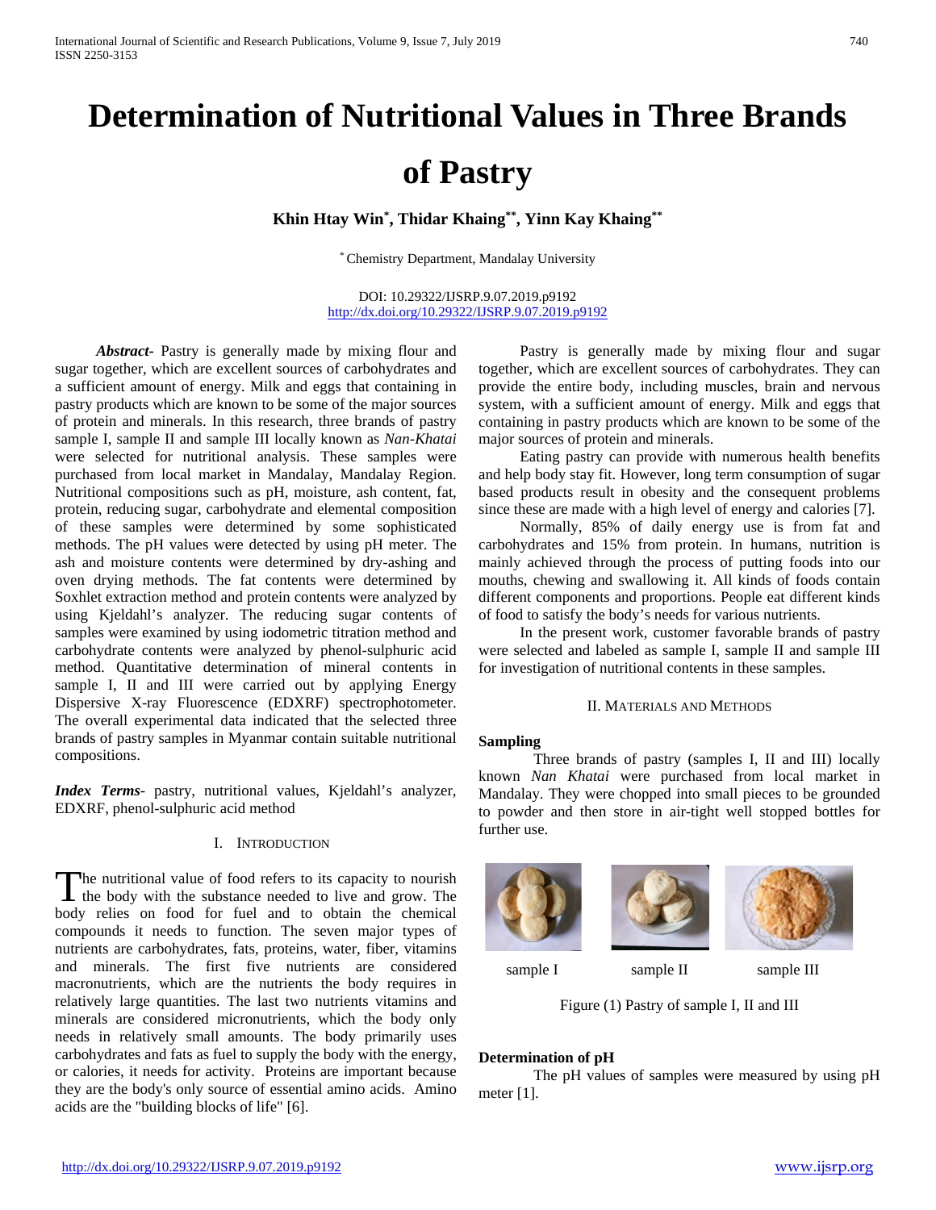# Determination of Nutritional Values in Three Brands of Pastry

**Khin Htay Win[*], Thidar Khaing[**], Yinn Kay Khaing[**]**

[*] Chemistry Department, Mandalay University

DOI: 10.29322/IJSRP.9.07.2019.p9192
http://dx.doi.org/10.29322/IJSRP.9.07.2019.p9192

***Abstract***- Pastry is generally made by mixing flour and sugar together, which are excellent sources of carbohydrates and a sufficient amount of energy. Milk and eggs that containing in pastry products which are known to be some of the major sources of protein and minerals. In this research, three brands of pastry sample I, sample II and sample III locally known as *Nan-Khatai* were selected for nutritional analysis. These samples were purchased from local market in Mandalay, Mandalay Region. Nutritional compositions such as pH, moisture, ash content, fat, protein, reducing sugar, carbohydrate and elemental composition of these samples were determined by some sophisticated methods. The pH values were detected by using pH meter. The ash and moisture contents were determined by dry-ashing and oven drying methods. The fat contents were determined by Soxhlet extraction method and protein contents were analyzed by using Kjeldahl's analyzer. The reducing sugar contents of samples were examined by using iodometric titration method and carbohydrate contents were analyzed by phenol-sulphuric acid method. Quantitative determination of mineral contents in sample I, II and III were carried out by applying Energy Dispersive X-ray Fluorescence (EDXRF) spectrophotometer. The overall experimental data indicated that the selected three brands of pastry samples in Myanmar contain suitable nutritional compositions.

***Index Terms***- pastry, nutritional values, Kjeldahl's analyzer, EDXRF, phenol-sulphuric acid method

## I. Introduction

The nutritional value of food refers to its capacity to nourish the body with the substance needed to live and grow. The body relies on food for fuel and to obtain the chemical compounds it needs to function. The seven major types of nutrients are carbohydrates, fats, proteins, water, fiber, vitamins and minerals. The first five nutrients are considered macronutrients, which are the nutrients the body requires in relatively large quantities. The last two nutrients vitamins and minerals are considered micronutrients, which the body only needs in relatively small amounts. The body primarily uses carbohydrates and fats as fuel to supply the body with the energy, or calories, it needs for activity. Proteins are important because they are the body's only source of essential amino acids. Amino acids are the "building blocks of life" [6].

Pastry is generally made by mixing flour and sugar together, which are excellent sources of carbohydrates. They can provide the entire body, including muscles, brain and nervous system, with a sufficient amount of energy. Milk and eggs that containing in pastry products which are known to be some of the major sources of protein and minerals.

Eating pastry can provide with numerous health benefits and help body stay fit. However, long term consumption of sugar based products result in obesity and the consequent problems since these are made with a high level of energy and calories [7].

Normally, 85% of daily energy use is from fat and carbohydrates and 15% from protein. In humans, nutrition is mainly achieved through the process of putting foods into our mouths, chewing and swallowing it. All kinds of foods contain different components and proportions. People eat different kinds of food to satisfy the body's needs for various nutrients.

In the present work, customer favorable brands of pastry were selected and labeled as sample I, sample II and sample III for investigation of nutritional contents in these samples.

## II. Materials and Methods

### Sampling

Three brands of pastry (samples I, II and III) locally known *Nan Khatai* were purchased from local market in Mandalay. They were chopped into small pieces to be grounded to powder and then store in air-tight well stopped bottles for further use.

sample I sample II sample III

Figure (1) Pastry of sample I, II and III

### Determination of pH

The pH values of samples were measured by using pH meter [1].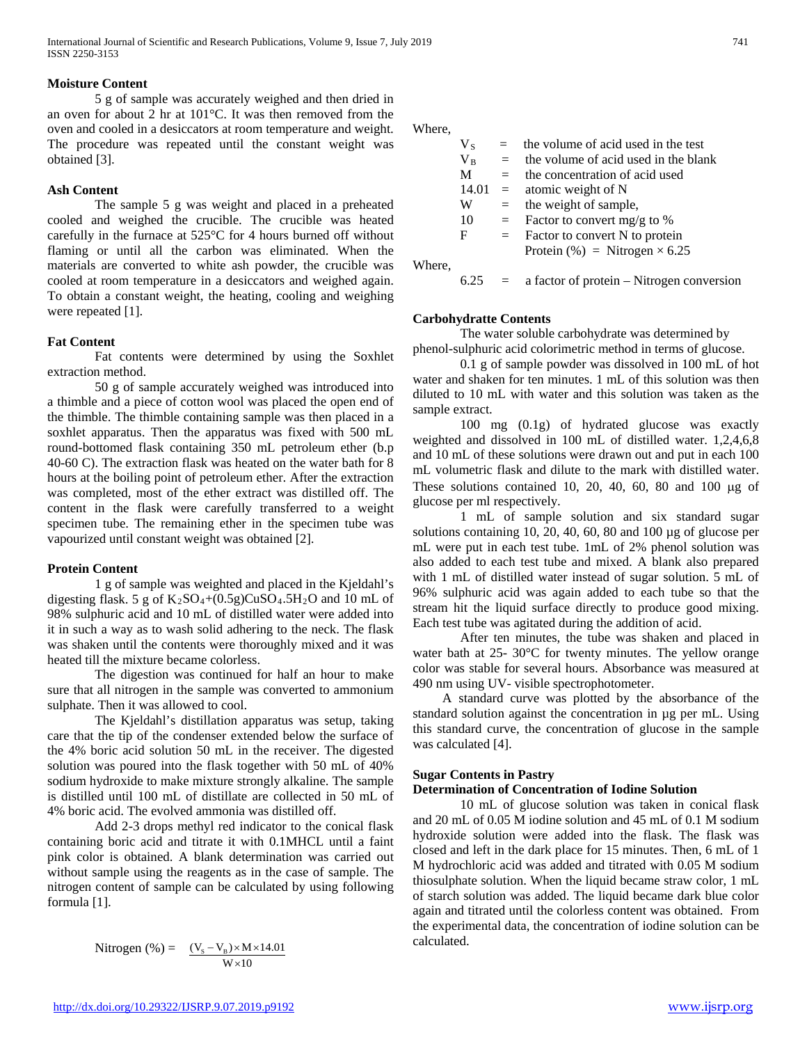**Moisture Content**

5 g of sample was accurately weighed and then dried in an oven for about 2 hr at 101°C. It was then removed from the oven and cooled in a desiccators at room temperature and weight. The procedure was repeated until the constant weight was obtained [3].

**Ash Content**

The sample 5 g was weight and placed in a preheated cooled and weighed the crucible. The crucible was heated carefully in the furnace at 525°C for 4 hours burned off without flaming or until all the carbon was eliminated. When the materials are converted to white ash powder, the crucible was cooled at room temperature in a desiccators and weighed again. To obtain a constant weight, the heating, cooling and weighing were repeated [1].

**Fat Content**

Fat contents were determined by using the Soxhlet extraction method.

50 g of sample accurately weighed was introduced into a thimble and a piece of cotton wool was placed the open end of the thimble. The thimble containing sample was then placed in a soxhlet apparatus. Then the apparatus was fixed with 500 mL round-bottomed flask containing 350 mL petroleum ether (b.p 40-60 C). The extraction flask was heated on the water bath for 8 hours at the boiling point of petroleum ether. After the extraction was completed, most of the ether extract was distilled off. The content in the flask were carefully transferred to a weight specimen tube. The remaining ether in the specimen tube was vapourized until constant weight was obtained [2].

**Protein Content**

1 g of sample was weighted and placed in the Kjeldahl's digesting flask. 5 g of $K_2SO_4$+(0.5g)$CuSO_4.5H_2O$ and 10 mL of 98% sulphuric acid and 10 mL of distilled water were added into it in such a way as to wash solid adhering to the neck. The flask was shaken until the contents were thoroughly mixed and it was heated till the mixture became colorless.

The digestion was continued for half an hour to make sure that all nitrogen in the sample was converted to ammonium sulphate. Then it was allowed to cool.

The Kjeldahl's distillation apparatus was setup, taking care that the tip of the condenser extended below the surface of the 4% boric acid solution 50 mL in the receiver. The digested solution was poured into the flask together with 50 mL of 40% sodium hydroxide to make mixture strongly alkaline. The sample is distilled until 100 mL of distillate are collected in 50 mL of 4% boric acid. The evolved ammonia was distilled off.

Add 2-3 drops methyl red indicator to the conical flask containing boric acid and titrate it with 0.1MHCL until a faint pink color is obtained. A blank determination was carried out without sample using the reagents as in the case of sample. The nitrogen content of sample can be calculated by using following formula [1].

$$\text{Nitrogen (\%)} = \frac{(V_S - V_B) \times M \times 14.01}{W \times 10}$$

Where,

| | | |
|---|---|---|
| $V_S$ | = | the volume of acid used in the test |
| $V_B$ | = | the volume of acid used in the blank |
| M | = | the concentration of acid used |
| 14.01 | = | atomic weight of N |
| W | = | the weight of sample, |
| 10 | = | Factor to convert mg/g to % |
| F | = | Factor to convert N to protein |

Protein (%) = Nitrogen × 6.25

Where,

6.25 = a factor of protein – Nitrogen conversion

**Carbohydratte Contents**

The water soluble carbohydrate was determined by phenol-sulphuric acid colorimetric method in terms of glucose.

0.1 g of sample powder was dissolved in 100 mL of hot water and shaken for ten minutes. 1 mL of this solution was then diluted to 10 mL with water and this solution was taken as the sample extract.

100 mg (0.1g) of hydrated glucose was exactly weighted and dissolved in 100 mL of distilled water. 1,2,4,6,8 and 10 mL of these solutions were drawn out and put in each 100 mL volumetric flask and dilute to the mark with distilled water. These solutions contained 10, 20, 40, 60, 80 and 100 μg of glucose per ml respectively.

1 mL of sample solution and six standard sugar solutions containing 10, 20, 40, 60, 80 and 100 µg of glucose per mL were put in each test tube. 1mL of 2% phenol solution was also added to each test tube and mixed. A blank also prepared with 1 mL of distilled water instead of sugar solution. 5 mL of 96% sulphuric acid was again added to each tube so that the stream hit the liquid surface directly to produce good mixing. Each test tube was agitated during the addition of acid.

After ten minutes, the tube was shaken and placed in water bath at 25- 30°C for twenty minutes. The yellow orange color was stable for several hours. Absorbance was measured at 490 nm using UV- visible spectrophotometer.

A standard curve was plotted by the absorbance of the standard solution against the concentration in µg per mL. Using this standard curve, the concentration of glucose in the sample was calculated [4].

**Sugar Contents in Pastry**

**Determination of Concentration of Iodine Solution**

10 mL of glucose solution was taken in conical flask and 20 mL of 0.05 M iodine solution and 45 mL of 0.1 M sodium hydroxide solution were added into the flask. The flask was closed and left in the dark place for 15 minutes. Then, 6 mL of 1 M hydrochloric acid was added and titrated with 0.05 M sodium thiosulphate solution. When the liquid became straw color, 1 mL of starch solution was added. The liquid became dark blue color again and titrated until the colorless content was obtained. From the experimental data, the concentration of iodine solution can be calculated.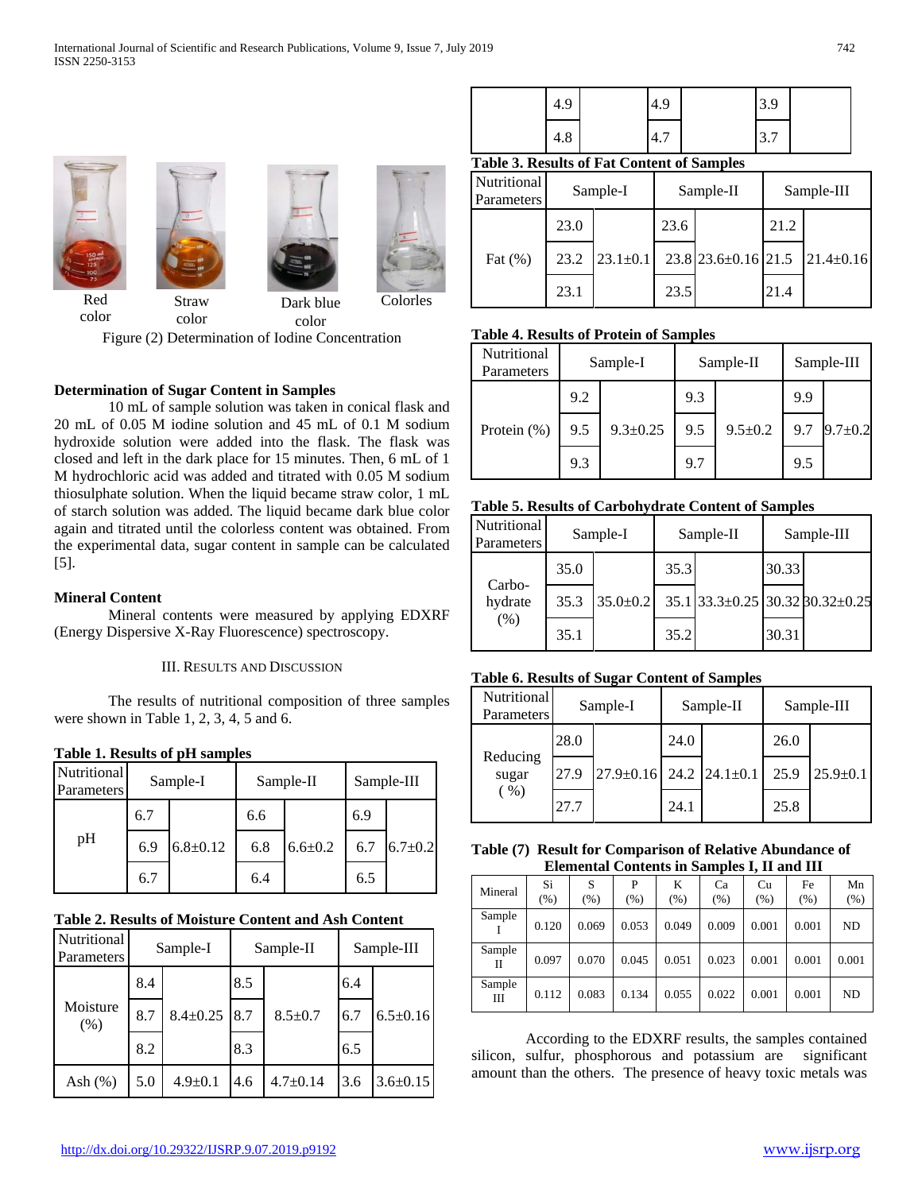Red color    Straw color    Dark blue color    Colorles

Figure (2) Determination of Iodine Concentration

**Determination of Sugar Content in Samples**

10 mL of sample solution was taken in conical flask and 20 mL of 0.05 M iodine solution and 45 mL of 0.1 M sodium hydroxide solution were added into the flask. The flask was closed and left in the dark place for 15 minutes. Then, 6 mL of 1 M hydrochloric acid was added and titrated with 0.05 M sodium thiosulphate solution. When the liquid became straw color, 1 mL of starch solution was added. The liquid became dark blue color again and titrated until the colorless content was obtained. From the experimental data, sugar content in sample can be calculated [5].

**Mineral Content**

Mineral contents were measured by applying EDXRF (Energy Dispersive X-Ray Fluorescence) spectroscopy.

## III. Results and Discussion

The results of nutritional composition of three samples were shown in Table 1, 2, 3, 4, 5 and 6.

**Table 1. Results of pH samples**

| Nutritional Parameters | Sample-I | | Sample-II | | Sample-III | |
|---|---|---|---|---|---|---|
| pH | 6.7 | 6.8±0.12 | 6.6 | 6.6±0.2 | 6.9 | 6.7±0.2 |
| | 6.9 | | 6.8 | | 6.7 | |
| | 6.7 | | 6.4 | | 6.5 | |

**Table 2. Results of Moisture Content and Ash Content**

| Nutritional Parameters | Sample-I | | Sample-II | | Sample-III | |
|---|---|---|---|---|---|---|
| Moisture (%) | 8.4 | 8.4±0.25 | 8.5 | 8.5±0.7 | 6.4 | 6.5±0.16 |
| | 8.7 | | 8.7 | | 6.7 | |
| | 8.2 | | 8.3 | | 6.5 | |
| Ash (%) | 5.0 | 4.9±0.1 | 4.6 | 4.7±0.14 | 3.6 | 3.6±0.15 |
| | 4.9 | | 4.9 | | 3.9 | |
| | 4.8 | | 4.7 | | 3.7 | |

**Table 3. Results of Fat Content of Samples**

| Nutritional Parameters | Sample-I | | Sample-II | | Sample-III | |
|---|---|---|---|---|---|---|
| Fat (%) | 23.0 | 23.1±0.1 | 23.6 | 23.6±0.16 | 21.2 | 21.4±0.16 |
| | 23.2 | | 23.8 | | 21.5 | |
| | 23.1 | | 23.5 | | 21.4 | |

**Table 4. Results of Protein of Samples**

| Nutritional Parameters | Sample-I | | Sample-II | | Sample-III | |
|---|---|---|---|---|---|---|
| Protein (%) | 9.2 | 9.3±0.25 | 9.3 | 9.5±0.2 | 9.9 | 9.7±0.2 |
| | 9.5 | | 9.5 | | 9.7 | |
| | 9.3 | | 9.7 | | 9.5 | |

**Table 5. Results of Carbohydrate Content of Samples**

| Nutritional Parameters | Sample-I | | Sample-II | | Sample-III | |
|---|---|---|---|---|---|---|
| Carbo-hydrate (%) | 35.0 | 35.0±0.2 | 35.3 | 33.3±0.25 | 30.33 | 30.32±0.25 |
| | 35.3 | | 35.1 | | 30.32 | |
| | 35.1 | | 35.2 | | 30.31 | |

**Table 6. Results of Sugar Content of Samples**

| Nutritional Parameters | Sample-I | | Sample-II | | Sample-III | |
|---|---|---|---|---|---|---|
| Reducing sugar ( %) | 28.0 | 27.9±0.16 | 24.0 | 24.1±0.1 | 26.0 | 25.9±0.1 |
| | 27.9 | | 24.2 | | 25.9 | |
| | 27.7 | | 24.1 | | 25.8 | |

**Table (7) Result for Comparison of Relative Abundance of Elemental Contents in Samples I, II and III**

| Mineral | Si (%) | S (%) | P (%) | K (%) | Ca (%) | Cu (%) | Fe (%) | Mn (%) |
|---|---|---|---|---|---|---|---|---|
| Sample I | 0.120 | 0.069 | 0.053 | 0.049 | 0.009 | 0.001 | 0.001 | ND |
| Sample II | 0.097 | 0.070 | 0.045 | 0.051 | 0.023 | 0.001 | 0.001 | 0.001 |
| Sample III | 0.112 | 0.083 | 0.134 | 0.055 | 0.022 | 0.001 | 0.001 | ND |

According to the EDXRF results, the samples contained silicon, sulfur, phosphorous and potassium are significant amount than the others. The presence of heavy toxic metals was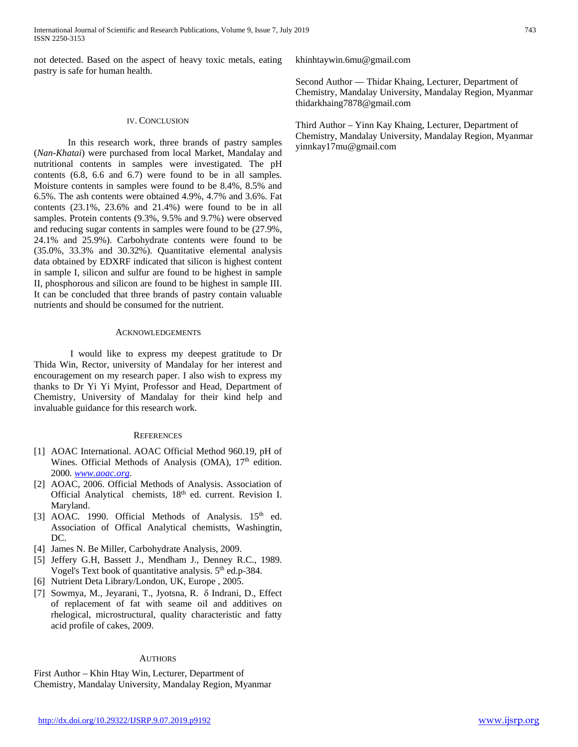not detected. Based on the aspect of heavy toxic metals, eating pastry is safe for human health.

## IV. Conclusion

In this research work, three brands of pastry samples (*Nan-Khatai*) were purchased from local Market, Mandalay and nutritional contents in samples were investigated. The pH contents (6.8, 6.6 and 6.7) were found to be in all samples. Moisture contents in samples were found to be 8.4%, 8.5% and 6.5%. The ash contents were obtained 4.9%, 4.7% and 3.6%. Fat contents (23.1%, 23.6% and 21.4%) were found to be in all samples. Protein contents (9.3%, 9.5% and 9.7%) were observed and reducing sugar contents in samples were found to be (27.9%, 24.1% and 25.9%). Carbohydrate contents were found to be (35.0%, 33.3% and 30.32%). Quantitative elemental analysis data obtained by EDXRF indicated that silicon is highest content in sample I, silicon and sulfur are found to be highest in sample II, phosphorous and silicon are found to be highest in sample III. It can be concluded that three brands of pastry contain valuable nutrients and should be consumed for the nutrient.

## Acknowledgements

I would like to express my deepest gratitude to Dr Thida Win, Rector, university of Mandalay for her interest and encouragement on my research paper. I also wish to express my thanks to Dr Yi Yi Myint, Professor and Head, Department of Chemistry, University of Mandalay for their kind help and invaluable guidance for this research work.

## References

[1] AOAC International. AOAC Official Method 960.19, pH of Wines. Official Methods of Analysis (OMA), 17th edition. 2000. *www.aoac.org*.

[2] AOAC, 2006. Official Methods of Analysis. Association of Official Analytical chemists, 18th ed. current. Revision I. Maryland.

[3] AOAC. 1990. Official Methods of Analysis. 15th ed. Association of Offical Analytical chemistts, Washingtin, DC.

[4] James N. Be Miller, Carbohydrate Analysis, 2009.

[5] Jeffery G.H, Bassett J., Mendham J., Denney R.C., 1989. Vogel's Text book of quantitative analysis. 5th ed.p-384.

[6] Nutrient Deta Library/London, UK, Europe , 2005.

[7] Sowmya, M., Jeyarani, T., Jyotsna, R. δ Indrani, D., Effect of replacement of fat with seame oil and additives on rhelogical, microstructural, quality characteristic and fatty acid profile of cakes, 2009.

## Authors

First Author – Khin Htay Win, Lecturer, Department of Chemistry, Mandalay University, Mandalay Region, Myanmar khinhtaywin.6mu@gmail.com

Second Author — Thidar Khaing, Lecturer, Department of Chemistry, Mandalay University, Mandalay Region, Myanmar thidarkhaing7878@gmail.com

Third Author – Yinn Kay Khaing, Lecturer, Department of Chemistry, Mandalay University, Mandalay Region, Myanmar yinnkay17mu@gmail.com